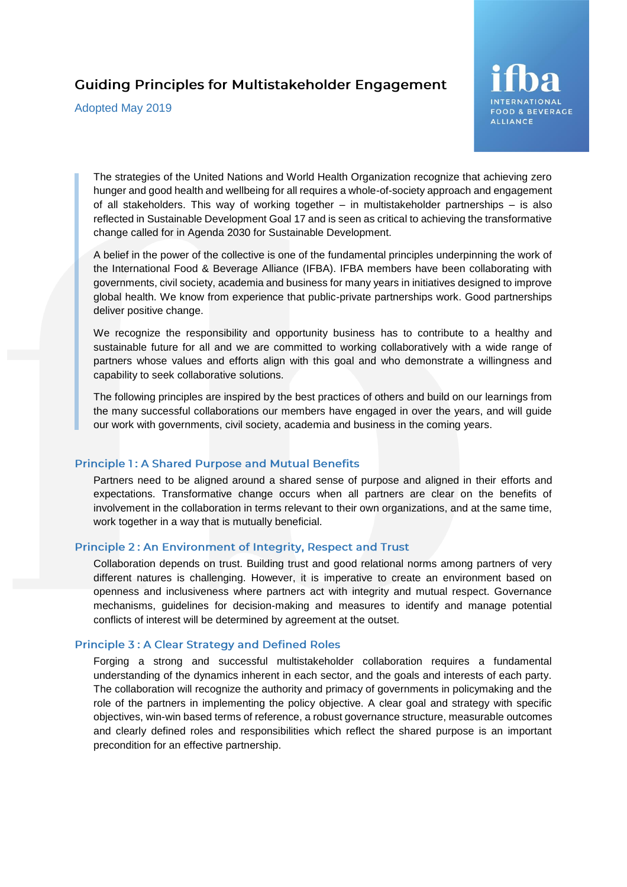# Guiding Principles for Multistakeholder Engagement

Adopted May 2019

ifba
INTERNATIONAL FOOD & BEVERAGE ALLIANCE

> The strategies of the United Nations and World Health Organization recognize that achieving zero hunger and good health and wellbeing for all requires a whole-of-society approach and engagement of all stakeholders. This way of working together – in multistakeholder partnerships – is also reflected in Sustainable Development Goal 17 and is seen as critical to achieving the transformative change called for in Agenda 2030 for Sustainable Development.
>
> A belief in the power of the collective is one of the fundamental principles underpinning the work of the International Food & Beverage Alliance (IFBA). IFBA members have been collaborating with governments, civil society, academia and business for many years in initiatives designed to improve global health. We know from experience that public-private partnerships work. Good partnerships deliver positive change.
>
> We recognize the responsibility and opportunity business has to contribute to a healthy and sustainable future for all and we are committed to working collaboratively with a wide range of partners whose values and efforts align with this goal and who demonstrate a willingness and capability to seek collaborative solutions.
>
> The following principles are inspired by the best practices of others and build on our learnings from the many successful collaborations our members have engaged in over the years, and will guide our work with governments, civil society, academia and business in the coming years.

## Principle 1: A Shared Purpose and Mutual Benefits

Partners need to be aligned around a shared sense of purpose and aligned in their efforts and expectations. Transformative change occurs when all partners are clear on the benefits of involvement in the collaboration in terms relevant to their own organizations, and at the same time, work together in a way that is mutually beneficial.

## Principle 2: An Environment of Integrity, Respect and Trust

Collaboration depends on trust. Building trust and good relational norms among partners of very different natures is challenging. However, it is imperative to create an environment based on openness and inclusiveness where partners act with integrity and mutual respect. Governance mechanisms, guidelines for decision-making and measures to identify and manage potential conflicts of interest will be determined by agreement at the outset.

## Principle 3: A Clear Strategy and Defined Roles

Forging a strong and successful multistakeholder collaboration requires a fundamental understanding of the dynamics inherent in each sector, and the goals and interests of each party. The collaboration will recognize the authority and primacy of governments in policymaking and the role of the partners in implementing the policy objective. A clear goal and strategy with specific objectives, win-win based terms of reference, a robust governance structure, measurable outcomes and clearly defined roles and responsibilities which reflect the shared purpose is an important precondition for an effective partnership.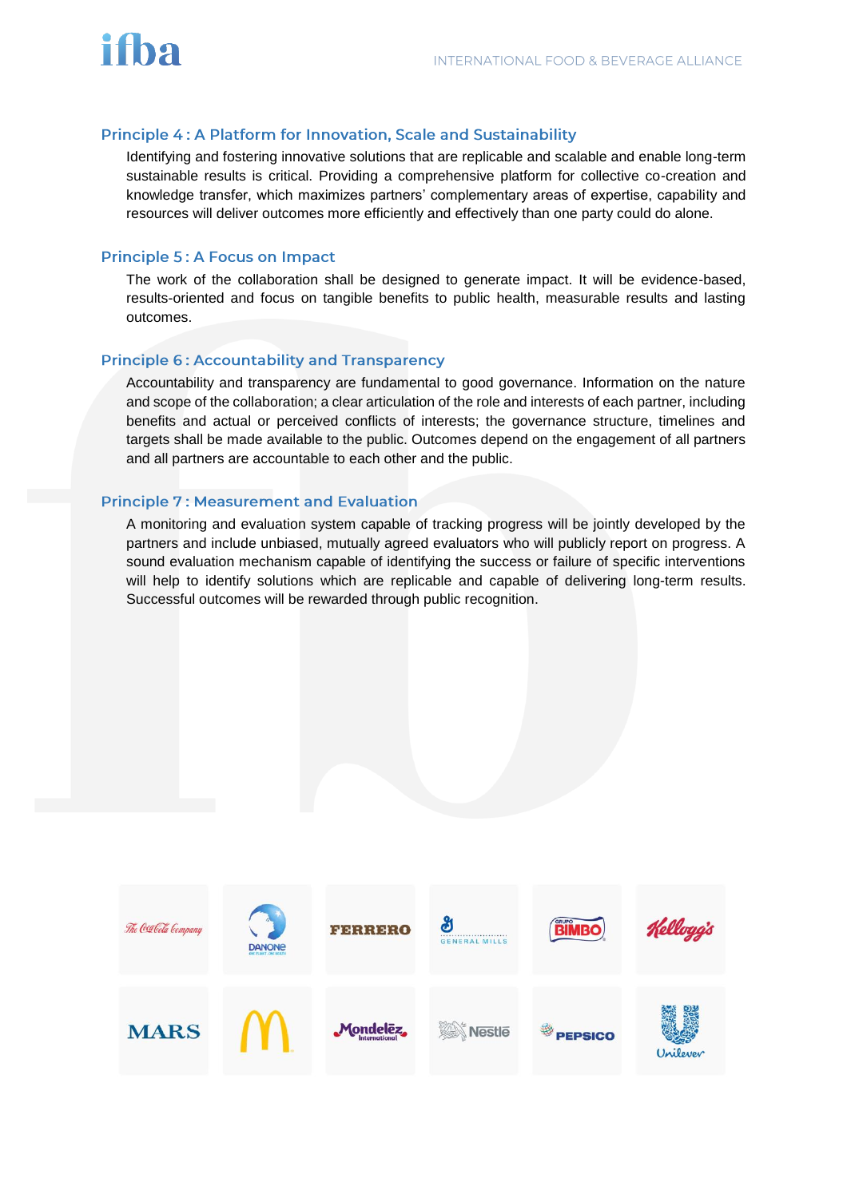### Principle 4 : A Platform for Innovation, Scale and Sustainability

Identifying and fostering innovative solutions that are replicable and scalable and enable long-term sustainable results is critical. Providing a comprehensive platform for collective co-creation and knowledge transfer, which maximizes partners' complementary areas of expertise, capability and resources will deliver outcomes more efficiently and effectively than one party could do alone.

### Principle 5 : A Focus on Impact

The work of the collaboration shall be designed to generate impact. It will be evidence-based, results-oriented and focus on tangible benefits to public health, measurable results and lasting outcomes.

### Principle 6 : Accountability and Transparency

Accountability and transparency are fundamental to good governance. Information on the nature and scope of the collaboration; a clear articulation of the role and interests of each partner, including benefits and actual or perceived conflicts of interests; the governance structure, timelines and targets shall be made available to the public. Outcomes depend on the engagement of all partners and all partners are accountable to each other and the public.

### Principle 7 : Measurement and Evaluation

A monitoring and evaluation system capable of tracking progress will be jointly developed by the partners and include unbiased, mutually agreed evaluators who will publicly report on progress. A sound evaluation mechanism capable of identifying the success or failure of specific interventions will help to identify solutions which are replicable and capable of delivering long-term results. Successful outcomes will be rewarded through public recognition.